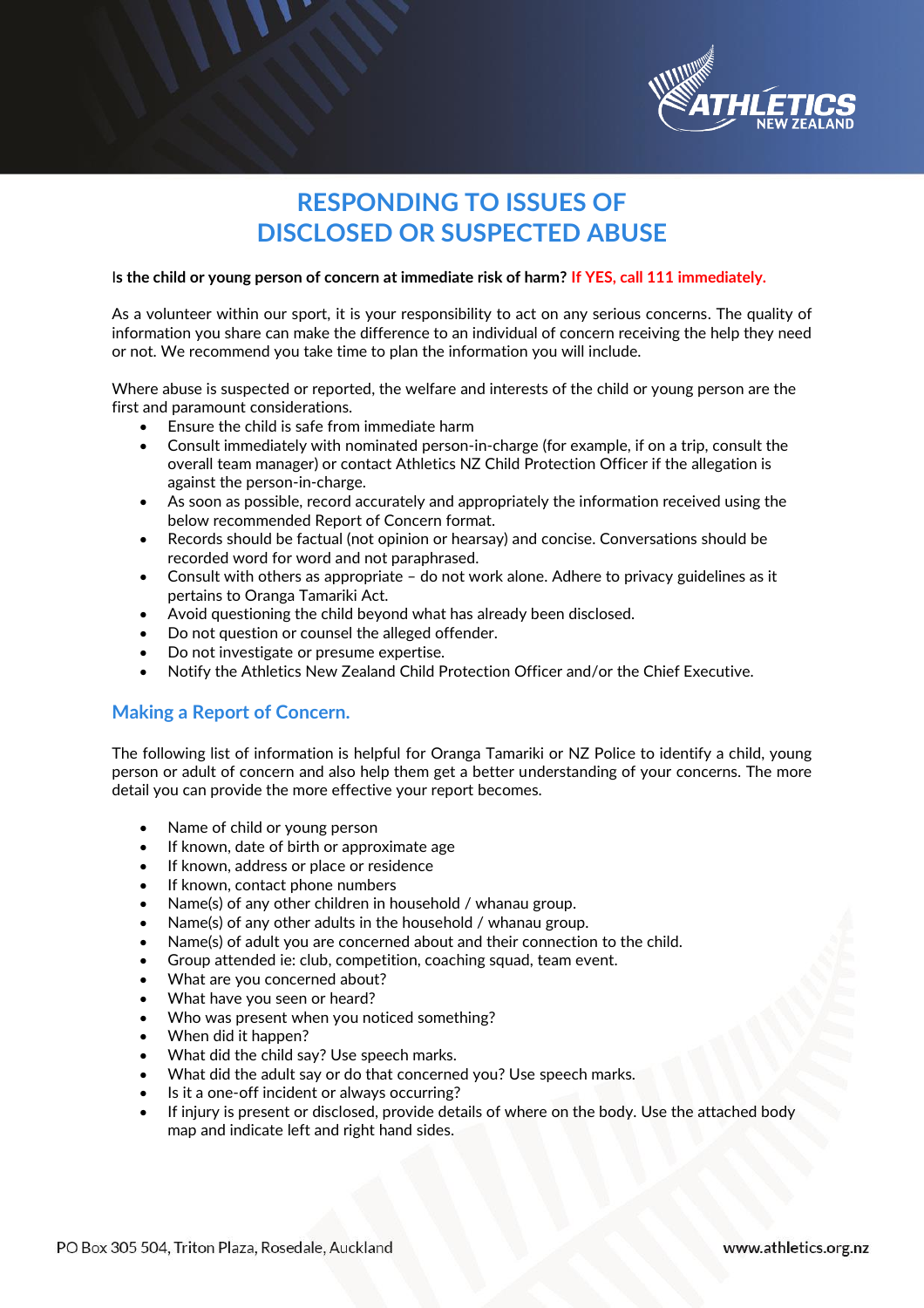# RESPONDING TO ISSUES OF DISCLOSED OR SUSPECTED ABUSE

**Is the child or young person of concern at immediate risk of harm? If YES, call 111 immediately.**

As a volunteer within our sport, it is your responsibility to act on any serious concerns. The quality of information you share can make the difference to an individual of concern receiving the help they need or not. We recommend you take time to plan the information you will include.

Where abuse is suspected or reported, the welfare and interests of the child or young person are the first and paramount considerations.

- Ensure the child is safe from immediate harm
- Consult immediately with nominated person-in-charge (for example, if on a trip, consult the overall team manager) or contact Athletics NZ Child Protection Officer if the allegation is against the person-in-charge.
- As soon as possible, record accurately and appropriately the information received using the below recommended Report of Concern format.
- Records should be factual (not opinion or hearsay) and concise. Conversations should be recorded word for word and not paraphrased.
- Consult with others as appropriate – do not work alone. Adhere to privacy guidelines as it pertains to Oranga Tamariki Act.
- Avoid questioning the child beyond what has already been disclosed.
- Do not question or counsel the alleged offender.
- Do not investigate or presume expertise.
- Notify the Athletics New Zealand Child Protection Officer and/or the Chief Executive.

## Making a Report of Concern.

The following list of information is helpful for Oranga Tamariki or NZ Police to identify a child, young person or adult of concern and also help them get a better understanding of your concerns. The more detail you can provide the more effective your report becomes.

- Name of child or young person
- If known, date of birth or approximate age
- If known, address or place or residence
- If known, contact phone numbers
- Name(s) of any other children in household / whanau group.
- Name(s) of any other adults in the household / whanau group.
- Name(s) of adult you are concerned about and their connection to the child.
- Group attended ie: club, competition, coaching squad, team event.
- What are you concerned about?
- What have you seen or heard?
- Who was present when you noticed something?
- When did it happen?
- What did the child say? Use speech marks.
- What did the adult say or do that concerned you? Use speech marks.
- Is it a one-off incident or always occurring?
- If injury is present or disclosed, provide details of where on the body. Use the attached body map and indicate left and right hand sides.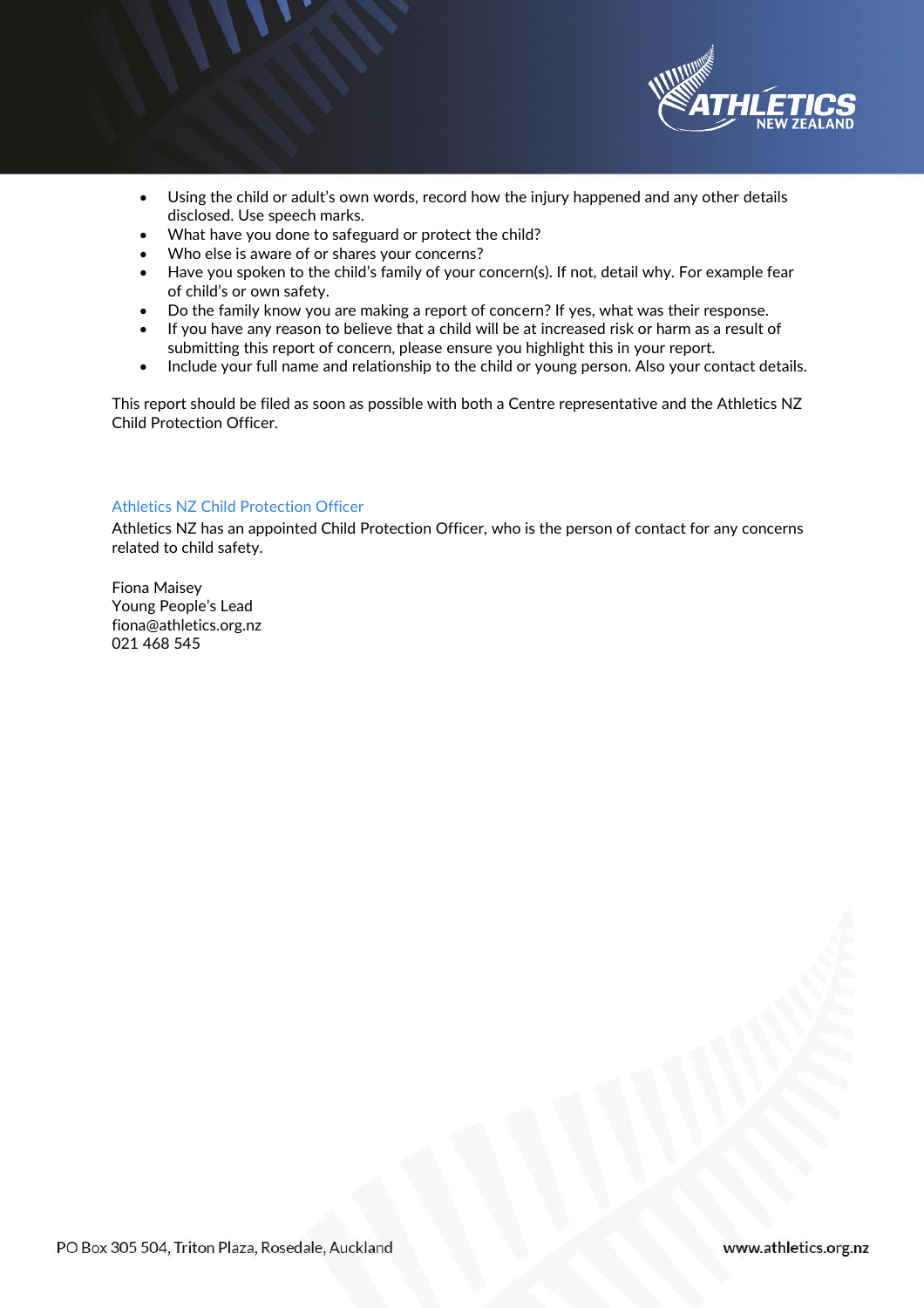- Using the child or adult's own words, record how the injury happened and any other details disclosed. Use speech marks.
- What have you done to safeguard or protect the child?
- Who else is aware of or shares your concerns?
- Have you spoken to the child's family of your concern(s). If not, detail why. For example fear of child's or own safety.
- Do the family know you are making a report of concern? If yes, what was their response.
- If you have any reason to believe that a child will be at increased risk or harm as a result of submitting this report of concern, please ensure you highlight this in your report.
- Include your full name and relationship to the child or young person. Also your contact details.

This report should be filed as soon as possible with both a Centre representative and the Athletics NZ Child Protection Officer.

### Athletics NZ Child Protection Officer

Athletics NZ has an appointed Child Protection Officer, who is the person of contact for any concerns related to child safety.

Fiona Maisey
Young People's Lead
fiona@athletics.org.nz
021 468 545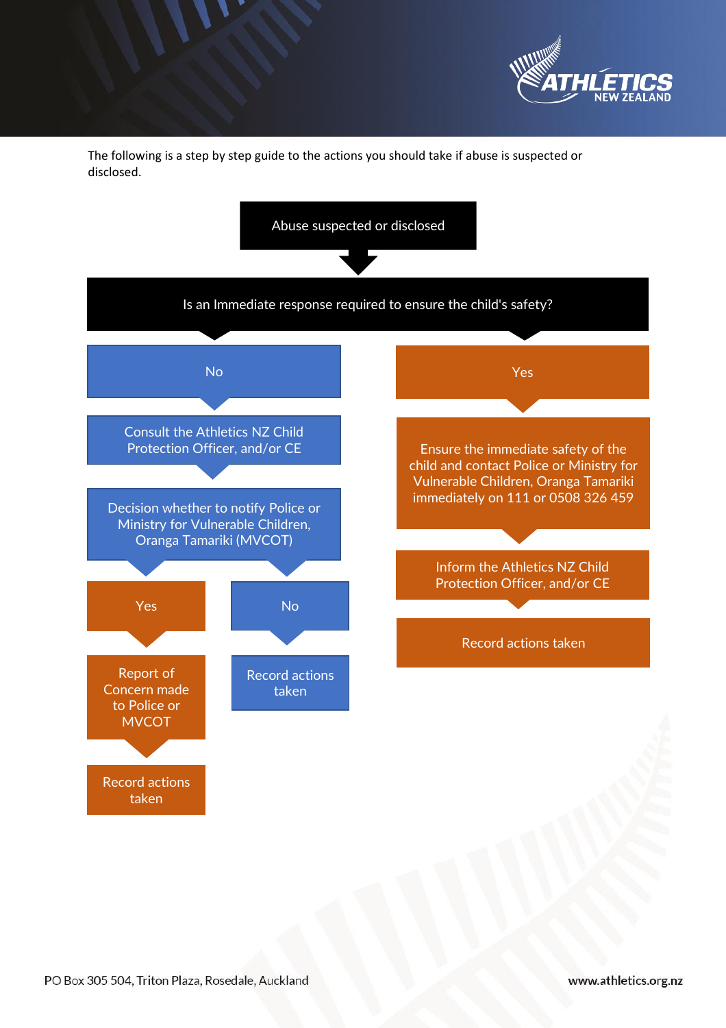The following is a step by step guide to the actions you should take if abuse is suspected or disclosed.

**Abuse suspected or disclosed**

**Is an Immediate response required to ensure the child's safety?**

**No**

- Consult the Athletics NZ Child Protection Officer, and/or CE
- Decision whether to notify Police or Ministry for Vulnerable Children, Oranga Tamariki (MVCOT)
  - **Yes**
    - Report of Concern made to Police or MVCOT
    - Record actions taken
  - **No**
    - Record actions taken

**Yes**

- Ensure the immediate safety of the child and contact Police or Ministry for Vulnerable Children, Oranga Tamariki immediately on 111 or 0508 326 459
- Inform the Athletics NZ Child Protection Officer, and/or CE
- Record actions taken

PO Box 305 504, Triton Plaza, Rosedale, Auckland

www.athletics.org.nz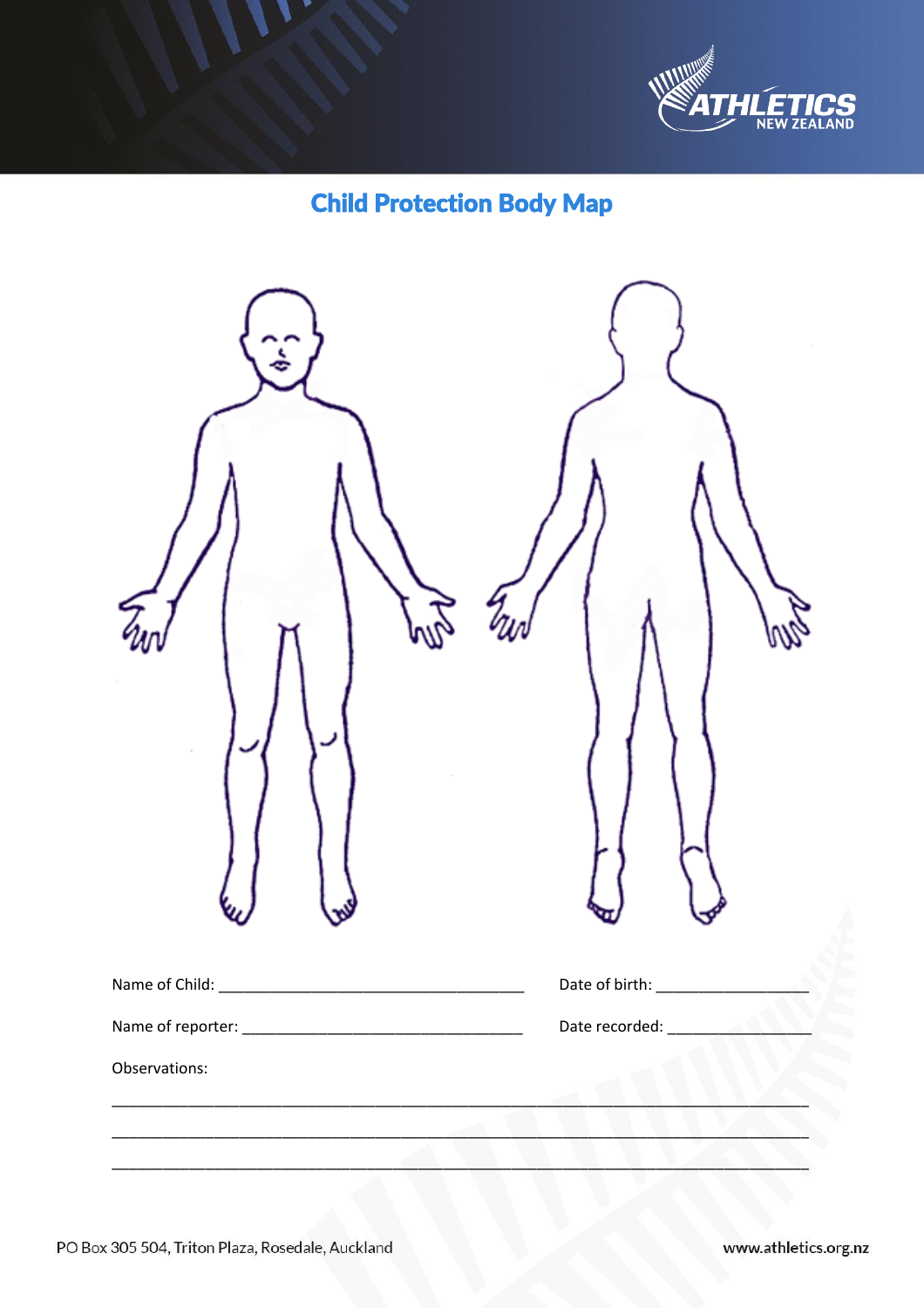# Child Protection Body Map

Name of Child: ___________________________________ Date of birth: _________________

Name of reporter: ________________________________ Date recorded: ________________

Observations:

______________________________________________________________________________

______________________________________________________________________________

______________________________________________________________________________

PO Box 305 504, Triton Plaza, Rosedale, Auckland

www.athletics.org.nz